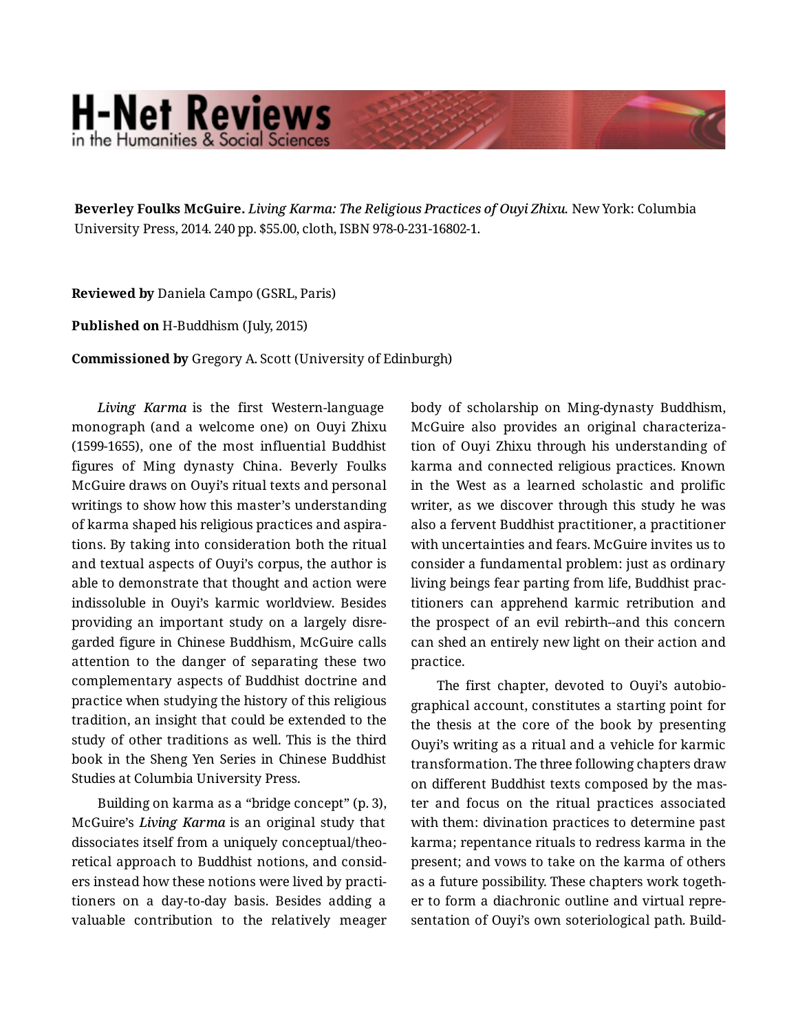# H-Net Reviews
in the Humanities & Social Sciences

**Beverley Foulks McGuire.** *Living Karma: The Religious Practices of Ouyi Zhixu.* New York: Columbia University Press, 2014. 240 pp. $55.00, cloth, ISBN 978-0-231-16802-1.

**Reviewed by** Daniela Campo (GSRL, Paris)

**Published on** H-Buddhism (July, 2015)

**Commissioned by** Gregory A. Scott (University of Edinburgh)

*Living Karma* is the first Western-language monograph (and a welcome one) on Ouyi Zhixu (1599-1655), one of the most influential Buddhist figures of Ming dynasty China. Beverly Foulks McGuire draws on Ouyi's ritual texts and personal writings to show how this master's understanding of karma shaped his religious practices and aspirations. By taking into consideration both the ritual and textual aspects of Ouyi's corpus, the author is able to demonstrate that thought and action were indissoluble in Ouyi's karmic worldview. Besides providing an important study on a largely disregarded figure in Chinese Buddhism, McGuire calls attention to the danger of separating these two complementary aspects of Buddhist doctrine and practice when studying the history of this religious tradition, an insight that could be extended to the study of other traditions as well. This is the third book in the Sheng Yen Series in Chinese Buddhist Studies at Columbia University Press.

Building on karma as a "bridge concept" (p. 3), McGuire's *Living Karma* is an original study that dissociates itself from a uniquely conceptual/theoretical approach to Buddhist notions, and considers instead how these notions were lived by practitioners on a day-to-day basis. Besides adding a valuable contribution to the relatively meager body of scholarship on Ming-dynasty Buddhism, McGuire also provides an original characterization of Ouyi Zhixu through his understanding of karma and connected religious practices. Known in the West as a learned scholastic and prolific writer, as we discover through this study he was also a fervent Buddhist practitioner, a practitioner with uncertainties and fears. McGuire invites us to consider a fundamental problem: just as ordinary living beings fear parting from life, Buddhist practitioners can apprehend karmic retribution and the prospect of an evil rebirth--and this concern can shed an entirely new light on their action and practice.

The first chapter, devoted to Ouyi's autobiographical account, constitutes a starting point for the thesis at the core of the book by presenting Ouyi's writing as a ritual and a vehicle for karmic transformation. The three following chapters draw on different Buddhist texts composed by the master and focus on the ritual practices associated with them: divination practices to determine past karma; repentance rituals to redress karma in the present; and vows to take on the karma of others as a future possibility. These chapters work together to form a diachronic outline and virtual representation of Ouyi's own soteriological path. Build-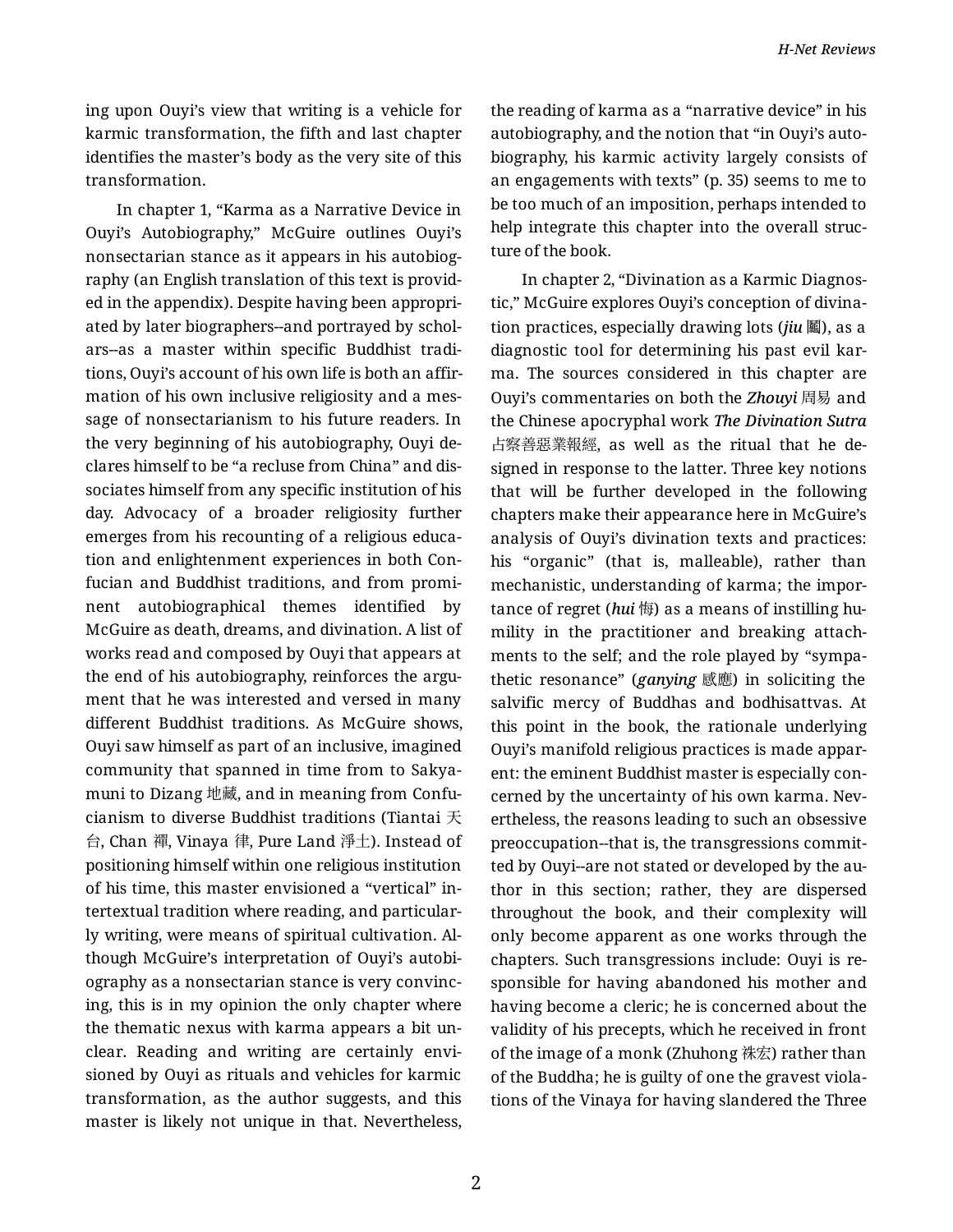ing upon Ouyi's view that writing is a vehicle for karmic transformation, the fifth and last chapter identifies the master's body as the very site of this transformation.

In chapter 1, "Karma as a Narrative Device in Ouyi's Autobiography," McGuire outlines Ouyi's nonsectarian stance as it appears in his autobiography (an English translation of this text is provided in the appendix). Despite having been appropriated by later biographers--and portrayed by scholars--as a master within specific Buddhist traditions, Ouyi's account of his own life is both an affirmation of his own inclusive religiosity and a message of nonsectarianism to his future readers. In the very beginning of his autobiography, Ouyi declares himself to be "a recluse from China" and dissociates himself from any specific institution of his day. Advocacy of a broader religiosity further emerges from his recounting of a religious education and enlightenment experiences in both Confucian and Buddhist traditions, and from prominent autobiographical themes identified by McGuire as death, dreams, and divination. A list of works read and composed by Ouyi that appears at the end of his autobiography, reinforces the argument that he was interested and versed in many different Buddhist traditions. As McGuire shows, Ouyi saw himself as part of an inclusive, imagined community that spanned in time from to Sakyamuni to Dizang 地藏, and in meaning from Confucianism to diverse Buddhist traditions (Tiantai 天台, Chan 禪, Vinaya 律, Pure Land 淨土). Instead of positioning himself within one religious institution of his time, this master envisioned a "vertical" intertextual tradition where reading, and particularly writing, were means of spiritual cultivation. Although McGuire's interpretation of Ouyi's autobiography as a nonsectarian stance is very convincing, this is in my opinion the only chapter where the thematic nexus with karma appears a bit unclear. Reading and writing are certainly envisioned by Ouyi as rituals and vehicles for karmic transformation, as the author suggests, and this master is likely not unique in that. Nevertheless, the reading of karma as a "narrative device" in his autobiography, and the notion that "in Ouyi's autobiography, his karmic activity largely consists of an engagements with texts" (p. 35) seems to me to be too much of an imposition, perhaps intended to help integrate this chapter into the overall structure of the book.

In chapter 2, "Divination as a Karmic Diagnostic," McGuire explores Ouyi's conception of divination practices, especially drawing lots (*jiu* 鬮), as a diagnostic tool for determining his past evil karma. The sources considered in this chapter are Ouyi's commentaries on both the ***Zhouyi*** 周易 and the Chinese apocryphal work ***The Divination Sutra*** 占察善惡業報經, as well as the ritual that he designed in response to the latter. Three key notions that will be further developed in the following chapters make their appearance here in McGuire's analysis of Ouyi's divination texts and practices: his "organic" (that is, malleable), rather than mechanistic, understanding of karma; the importance of regret (***hui*** 悔) as a means of instilling humility in the practitioner and breaking attachments to the self; and the role played by "sympathetic resonance" (***ganying*** 感應) in soliciting the salvific mercy of Buddhas and bodhisattvas. At this point in the book, the rationale underlying Ouyi's manifold religious practices is made apparent: the eminent Buddhist master is especially concerned by the uncertainty of his own karma. Nevertheless, the reasons leading to such an obsessive preoccupation--that is, the transgressions committed by Ouyi--are not stated or developed by the author in this section; rather, they are dispersed throughout the book, and their complexity will only become apparent as one works through the chapters. Such transgressions include: Ouyi is responsible for having abandoned his mother and having become a cleric; he is concerned about the validity of his precepts, which he received in front of the image of a monk (Zhuhong 袾宏) rather than of the Buddha; he is guilty of one the gravest violations of the Vinaya for having slandered the Three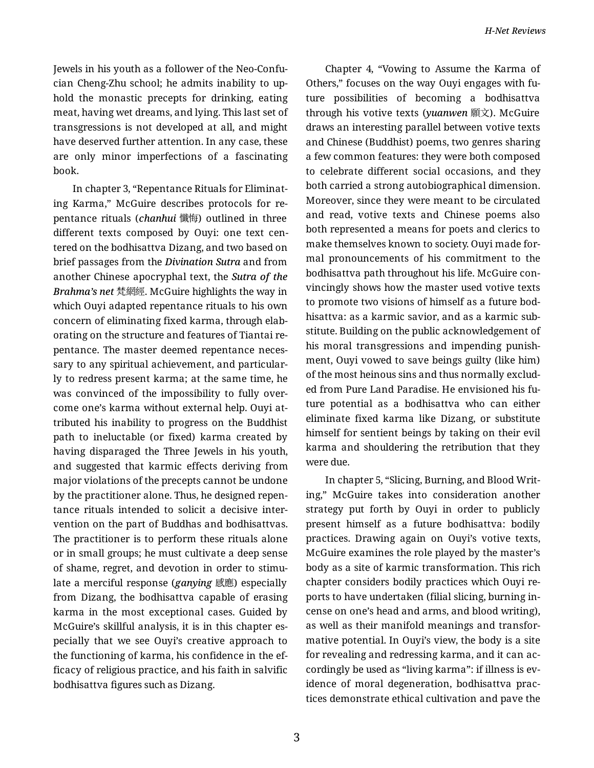Jewels in his youth as a follower of the Neo-Confucian Cheng-Zhu school; he admits inability to uphold the monastic precepts for drinking, eating meat, having wet dreams, and lying. This last set of transgressions is not developed at all, and might have deserved further attention. In any case, these are only minor imperfections of a fascinating book.

In chapter 3, "Repentance Rituals for Eliminating Karma," McGuire describes protocols for repentance rituals (***chanhui*** 懺悔) outlined in three different texts composed by Ouyi: one text centered on the bodhisattva Dizang, and two based on brief passages from the ***Divination Sutra*** and from another Chinese apocryphal text, the ***Sutra of the Brahma's net*** 梵網經. McGuire highlights the way in which Ouyi adapted repentance rituals to his own concern of eliminating fixed karma, through elaborating on the structure and features of Tiantai repentance. The master deemed repentance necessary to any spiritual achievement, and particularly to redress present karma; at the same time, he was convinced of the impossibility to fully overcome one's karma without external help. Ouyi attributed his inability to progress on the Buddhist path to ineluctable (or fixed) karma created by having disparaged the Three Jewels in his youth, and suggested that karmic effects deriving from major violations of the precepts cannot be undone by the practitioner alone. Thus, he designed repentance rituals intended to solicit a decisive intervention on the part of Buddhas and bodhisattvas. The practitioner is to perform these rituals alone or in small groups; he must cultivate a deep sense of shame, regret, and devotion in order to stimulate a merciful response (***ganying*** 感應) especially from Dizang, the bodhisattva capable of erasing karma in the most exceptional cases. Guided by McGuire's skillful analysis, it is in this chapter especially that we see Ouyi's creative approach to the functioning of karma, his confidence in the efficacy of religious practice, and his faith in salvific bodhisattva figures such as Dizang.

Chapter 4, "Vowing to Assume the Karma of Others," focuses on the way Ouyi engages with future possibilities of becoming a bodhisattva through his votive texts (***yuanwen*** 願文). McGuire draws an interesting parallel between votive texts and Chinese (Buddhist) poems, two genres sharing a few common features: they were both composed to celebrate different social occasions, and they both carried a strong autobiographical dimension. Moreover, since they were meant to be circulated and read, votive texts and Chinese poems also both represented a means for poets and clerics to make themselves known to society. Ouyi made formal pronouncements of his commitment to the bodhisattva path throughout his life. McGuire convincingly shows how the master used votive texts to promote two visions of himself as a future bodhisattva: as a karmic savior, and as a karmic substitute. Building on the public acknowledgement of his moral transgressions and impending punishment, Ouyi vowed to save beings guilty (like him) of the most heinous sins and thus normally excluded from Pure Land Paradise. He envisioned his future potential as a bodhisattva who can either eliminate fixed karma like Dizang, or substitute himself for sentient beings by taking on their evil karma and shouldering the retribution that they were due.

In chapter 5, "Slicing, Burning, and Blood Writing," McGuire takes into consideration another strategy put forth by Ouyi in order to publicly present himself as a future bodhisattva: bodily practices. Drawing again on Ouyi's votive texts, McGuire examines the role played by the master's body as a site of karmic transformation. This rich chapter considers bodily practices which Ouyi reports to have undertaken (filial slicing, burning incense on one's head and arms, and blood writing), as well as their manifold meanings and transformative potential. In Ouyi's view, the body is a site for revealing and redressing karma, and it can accordingly be used as "living karma": if illness is evidence of moral degeneration, bodhisattva practices demonstrate ethical cultivation and pave the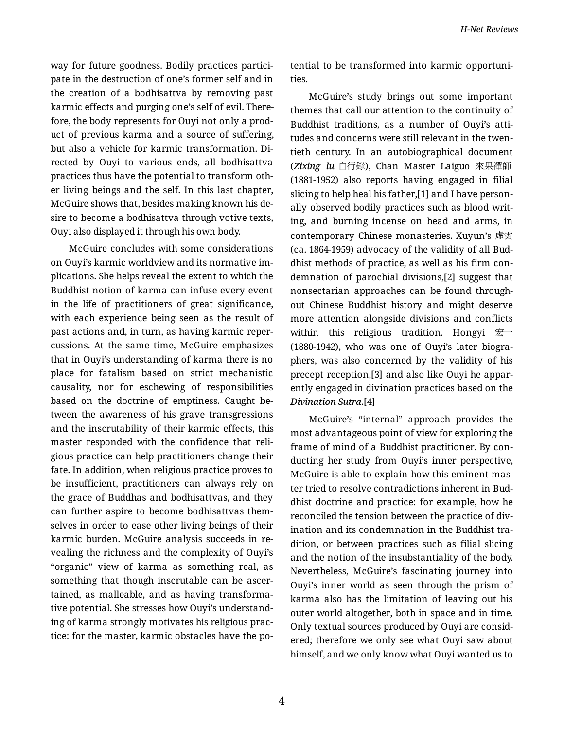way for future goodness. Bodily practices participate in the destruction of one's former self and in the creation of a bodhisattva by removing past karmic effects and purging one's self of evil. Therefore, the body represents for Ouyi not only a product of previous karma and a source of suffering, but also a vehicle for karmic transformation. Directed by Ouyi to various ends, all bodhisattva practices thus have the potential to transform other living beings and the self. In this last chapter, McGuire shows that, besides making known his desire to become a bodhisattva through votive texts, Ouyi also displayed it through his own body.

McGuire concludes with some considerations on Ouyi's karmic worldview and its normative implications. She helps reveal the extent to which the Buddhist notion of karma can infuse every event in the life of practitioners of great significance, with each experience being seen as the result of past actions and, in turn, as having karmic repercussions. At the same time, McGuire emphasizes that in Ouyi's understanding of karma there is no place for fatalism based on strict mechanistic causality, nor for eschewing of responsibilities based on the doctrine of emptiness. Caught between the awareness of his grave transgressions and the inscrutability of their karmic effects, this master responded with the confidence that religious practice can help practitioners change their fate. In addition, when religious practice proves to be insufficient, practitioners can always rely on the grace of Buddhas and bodhisattvas, and they can further aspire to become bodhisattvas themselves in order to ease other living beings of their karmic burden. McGuire analysis succeeds in revealing the richness and the complexity of Ouyi's "organic" view of karma as something real, as something that though inscrutable can be ascertained, as malleable, and as having transformative potential. She stresses how Ouyi's understanding of karma strongly motivates his religious practice: for the master, karmic obstacles have the potential to be transformed into karmic opportunities.

McGuire's study brings out some important themes that call our attention to the continuity of Buddhist traditions, as a number of Ouyi's attitudes and concerns were still relevant in the twentieth century. In an autobiographical document (***Zixing lu*** 自行錄), Chan Master Laiguo 來果禪師 (1881-1952) also reports having engaged in filial slicing to help heal his father,[1] and I have personally observed bodily practices such as blood writing, and burning incense on head and arms, in contemporary Chinese monasteries. Xuyun's 虛雲 (ca. 1864-1959) advocacy of the validity of all Buddhist methods of practice, as well as his firm condemnation of parochial divisions,[2] suggest that nonsectarian approaches can be found throughout Chinese Buddhist history and might deserve more attention alongside divisions and conflicts within this religious tradition. Hongyi 宏一 (1880-1942), who was one of Ouyi's later biographers, was also concerned by the validity of his precept reception,[3] and also like Ouyi he apparently engaged in divination practices based on the ***Divination Sutra***.[4]

McGuire's "internal" approach provides the most advantageous point of view for exploring the frame of mind of a Buddhist practitioner. By conducting her study from Ouyi's inner perspective, McGuire is able to explain how this eminent master tried to resolve contradictions inherent in Buddhist doctrine and practice: for example, how he reconciled the tension between the practice of divination and its condemnation in the Buddhist tradition, or between practices such as filial slicing and the notion of the insubstantiality of the body. Nevertheless, McGuire's fascinating journey into Ouyi's inner world as seen through the prism of karma also has the limitation of leaving out his outer world altogether, both in space and in time. Only textual sources produced by Ouyi are considered; therefore we only see what Ouyi saw about himself, and we only know what Ouyi wanted us to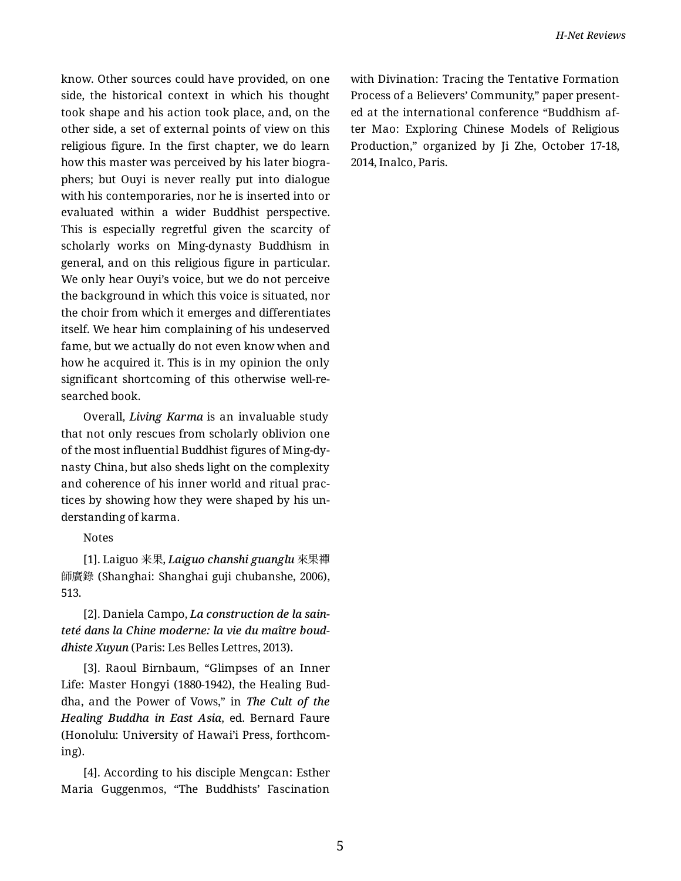know. Other sources could have provided, on one side, the historical context in which his thought took shape and his action took place, and, on the other side, a set of external points of view on this religious figure. In the first chapter, we do learn how this master was perceived by his later biographers; but Ouyi is never really put into dialogue with his contemporaries, nor he is inserted into or evaluated within a wider Buddhist perspective. This is especially regretful given the scarcity of scholarly works on Ming-dynasty Buddhism in general, and on this religious figure in particular. We only hear Ouyi's voice, but we do not perceive the background in which this voice is situated, nor the choir from which it emerges and differentiates itself. We hear him complaining of his undeserved fame, but we actually do not even know when and how he acquired it. This is in my opinion the only significant shortcoming of this otherwise well-researched book.

Overall, ***Living Karma*** is an invaluable study that not only rescues from scholarly oblivion one of the most influential Buddhist figures of Ming-dynasty China, but also sheds light on the complexity and coherence of his inner world and ritual practices by showing how they were shaped by his understanding of karma.

Notes

[1]. Laiguo 来果, ***Laiguo chanshi guanglu*** 來果禪師廣錄 (Shanghai: Shanghai guji chubanshe, 2006), 513.

[2]. Daniela Campo, ***La construction de la sainteté dans la Chine moderne: la vie du maître bouddhiste Xuyun*** (Paris: Les Belles Lettres, 2013).

[3]. Raoul Birnbaum, "Glimpses of an Inner Life: Master Hongyi (1880-1942), the Healing Buddha, and the Power of Vows," in ***The Cult of the Healing Buddha in East Asia***, ed. Bernard Faure (Honolulu: University of Hawai'i Press, forthcoming).

[4]. According to his disciple Mengcan: Esther Maria Guggenmos, "The Buddhists' Fascination with Divination: Tracing the Tentative Formation Process of a Believers' Community," paper presented at the international conference "Buddhism after Mao: Exploring Chinese Models of Religious Production," organized by Ji Zhe, October 17-18, 2014, Inalco, Paris.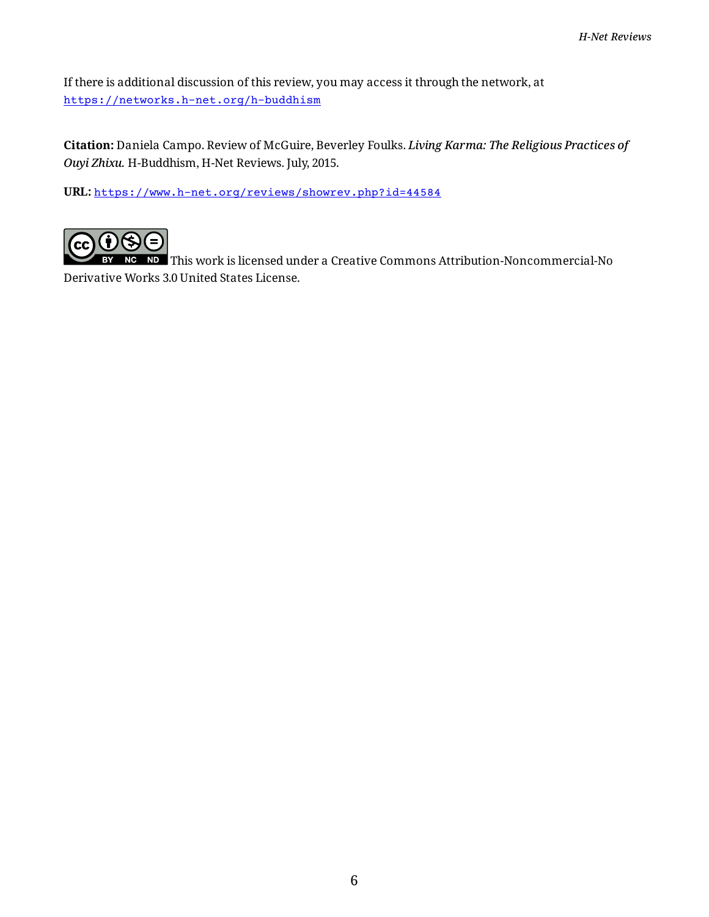If there is additional discussion of this review, you may access it through the network, at https://networks.h-net.org/h-buddhism

**Citation:** Daniela Campo. Review of McGuire, Beverley Foulks. *Living Karma: The Religious Practices of Ouyi Zhixu.* H-Buddhism, H-Net Reviews. July, 2015.

**URL:** https://www.h-net.org/reviews/showrev.php?id=44584

This work is licensed under a Creative Commons Attribution-Noncommercial-No Derivative Works 3.0 United States License.